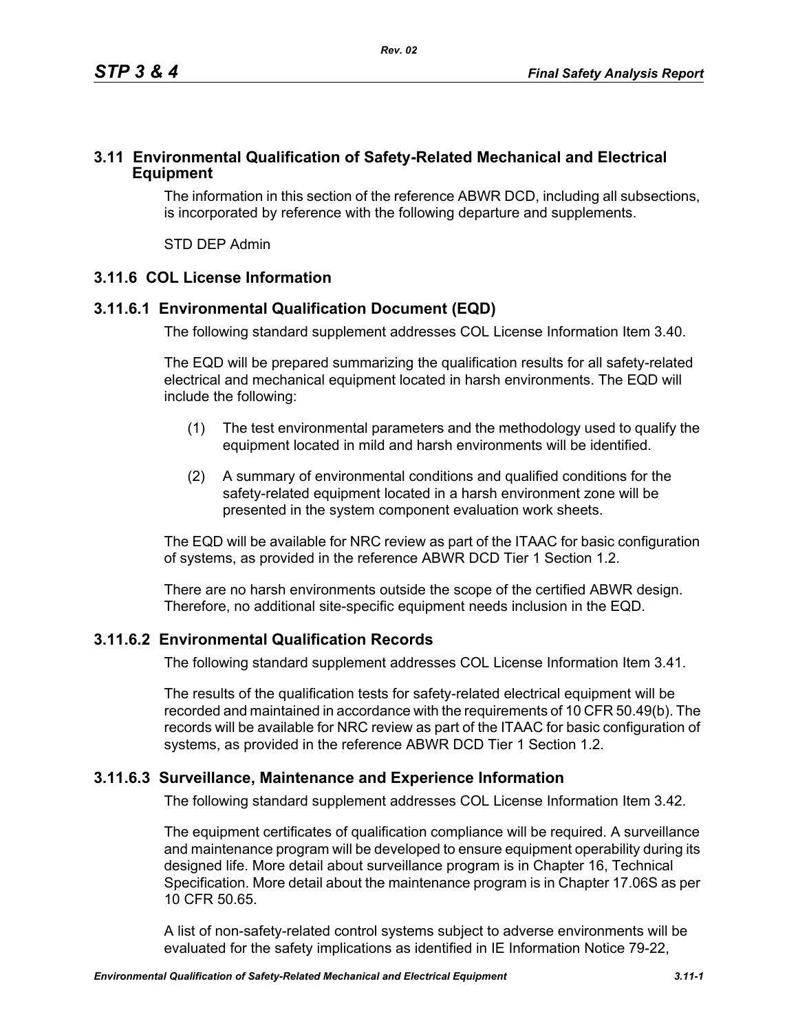## 3.11 Environmental Qualification of Safety-Related Mechanical and Electrical Equipment

The information in this section of the reference ABWR DCD, including all subsections, is incorporated by reference with the following departure and supplements.

STD DEP Admin

### 3.11.6 COL License Information

#### 3.11.6.1 Environmental Qualification Document (EQD)

The following standard supplement addresses COL License Information Item 3.40.

The EQD will be prepared summarizing the qualification results for all safety-related electrical and mechanical equipment located in harsh environments. The EQD will include the following:

(1) The test environmental parameters and the methodology used to qualify the equipment located in mild and harsh environments will be identified.

(2) A summary of environmental conditions and qualified conditions for the safety-related equipment located in a harsh environment zone will be presented in the system component evaluation work sheets.

The EQD will be available for NRC review as part of the ITAAC for basic configuration of systems, as provided in the reference ABWR DCD Tier 1 Section 1.2.

There are no harsh environments outside the scope of the certified ABWR design. Therefore, no additional site-specific equipment needs inclusion in the EQD.

#### 3.11.6.2 Environmental Qualification Records

The following standard supplement addresses COL License Information Item 3.41.

The results of the qualification tests for safety-related electrical equipment will be recorded and maintained in accordance with the requirements of 10 CFR 50.49(b). The records will be available for NRC review as part of the ITAAC for basic configuration of systems, as provided in the reference ABWR DCD Tier 1 Section 1.2.

#### 3.11.6.3 Surveillance, Maintenance and Experience Information

The following standard supplement addresses COL License Information Item 3.42.

The equipment certificates of qualification compliance will be required. A surveillance and maintenance program will be developed to ensure equipment operability during its designed life. More detail about surveillance program is in Chapter 16, Technical Specification. More detail about the maintenance program is in Chapter 17.06S as per 10 CFR 50.65.

A list of non-safety-related control systems subject to adverse environments will be evaluated for the safety implications as identified in IE Information Notice 79-22,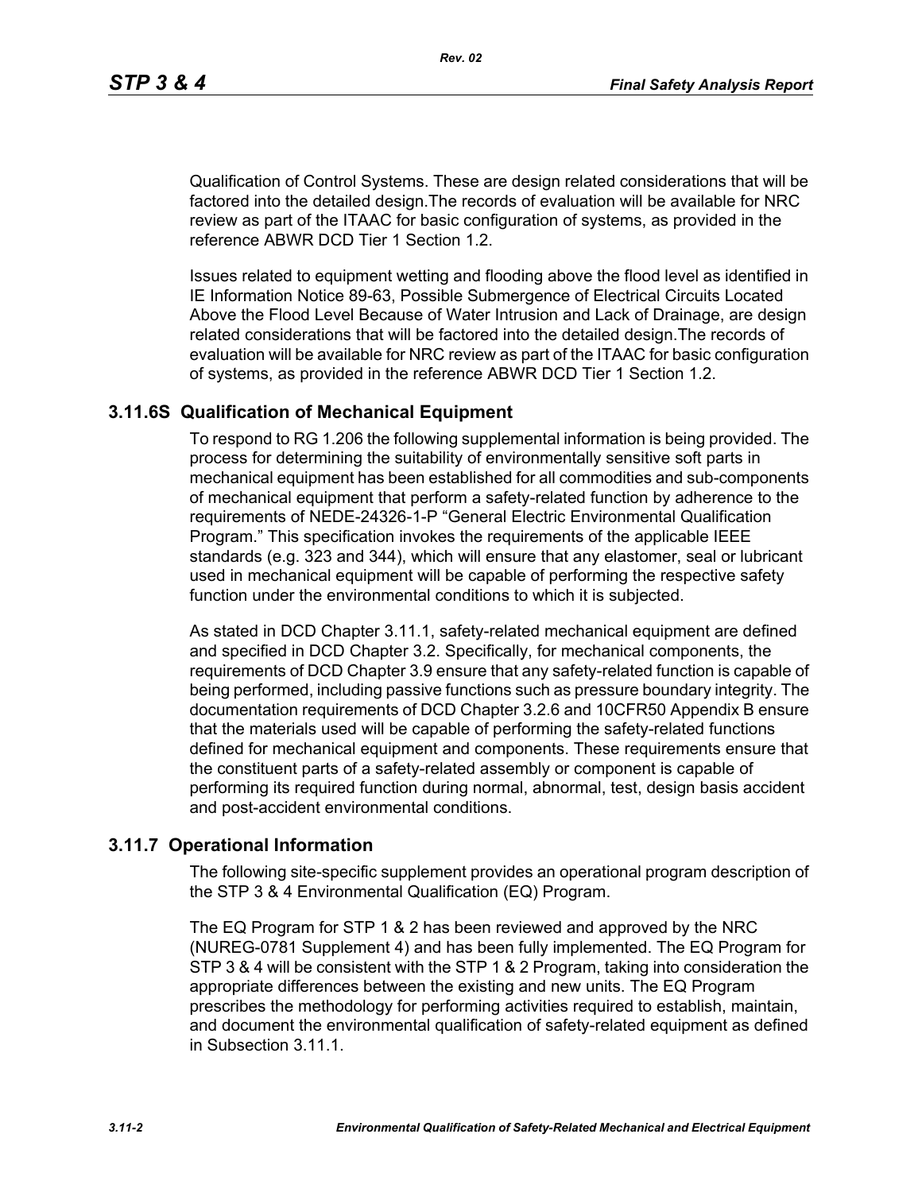Qualification of Control Systems. These are design related considerations that will be factored into the detailed design.The records of evaluation will be available for NRC review as part of the ITAAC for basic configuration of systems, as provided in the reference ABWR DCD Tier 1 Section 1.2.

Issues related to equipment wetting and flooding above the flood level as identified in IE Information Notice 89-63, Possible Submergence of Electrical Circuits Located Above the Flood Level Because of Water Intrusion and Lack of Drainage, are design related considerations that will be factored into the detailed design.The records of evaluation will be available for NRC review as part of the ITAAC for basic configuration of systems, as provided in the reference ABWR DCD Tier 1 Section 1.2.

## 3.11.6S Qualification of Mechanical Equipment

To respond to RG 1.206 the following supplemental information is being provided. The process for determining the suitability of environmentally sensitive soft parts in mechanical equipment has been established for all commodities and sub-components of mechanical equipment that perform a safety-related function by adherence to the requirements of NEDE-24326-1-P "General Electric Environmental Qualification Program." This specification invokes the requirements of the applicable IEEE standards (e.g. 323 and 344), which will ensure that any elastomer, seal or lubricant used in mechanical equipment will be capable of performing the respective safety function under the environmental conditions to which it is subjected.

As stated in DCD Chapter 3.11.1, safety-related mechanical equipment are defined and specified in DCD Chapter 3.2. Specifically, for mechanical components, the requirements of DCD Chapter 3.9 ensure that any safety-related function is capable of being performed, including passive functions such as pressure boundary integrity. The documentation requirements of DCD Chapter 3.2.6 and 10CFR50 Appendix B ensure that the materials used will be capable of performing the safety-related functions defined for mechanical equipment and components. These requirements ensure that the constituent parts of a safety-related assembly or component is capable of performing its required function during normal, abnormal, test, design basis accident and post-accident environmental conditions.

## 3.11.7 Operational Information

The following site-specific supplement provides an operational program description of the STP 3 & 4 Environmental Qualification (EQ) Program.

The EQ Program for STP 1 & 2 has been reviewed and approved by the NRC (NUREG-0781 Supplement 4) and has been fully implemented. The EQ Program for STP 3 & 4 will be consistent with the STP 1 & 2 Program, taking into consideration the appropriate differences between the existing and new units. The EQ Program prescribes the methodology for performing activities required to establish, maintain, and document the environmental qualification of safety-related equipment as defined in Subsection 3.11.1.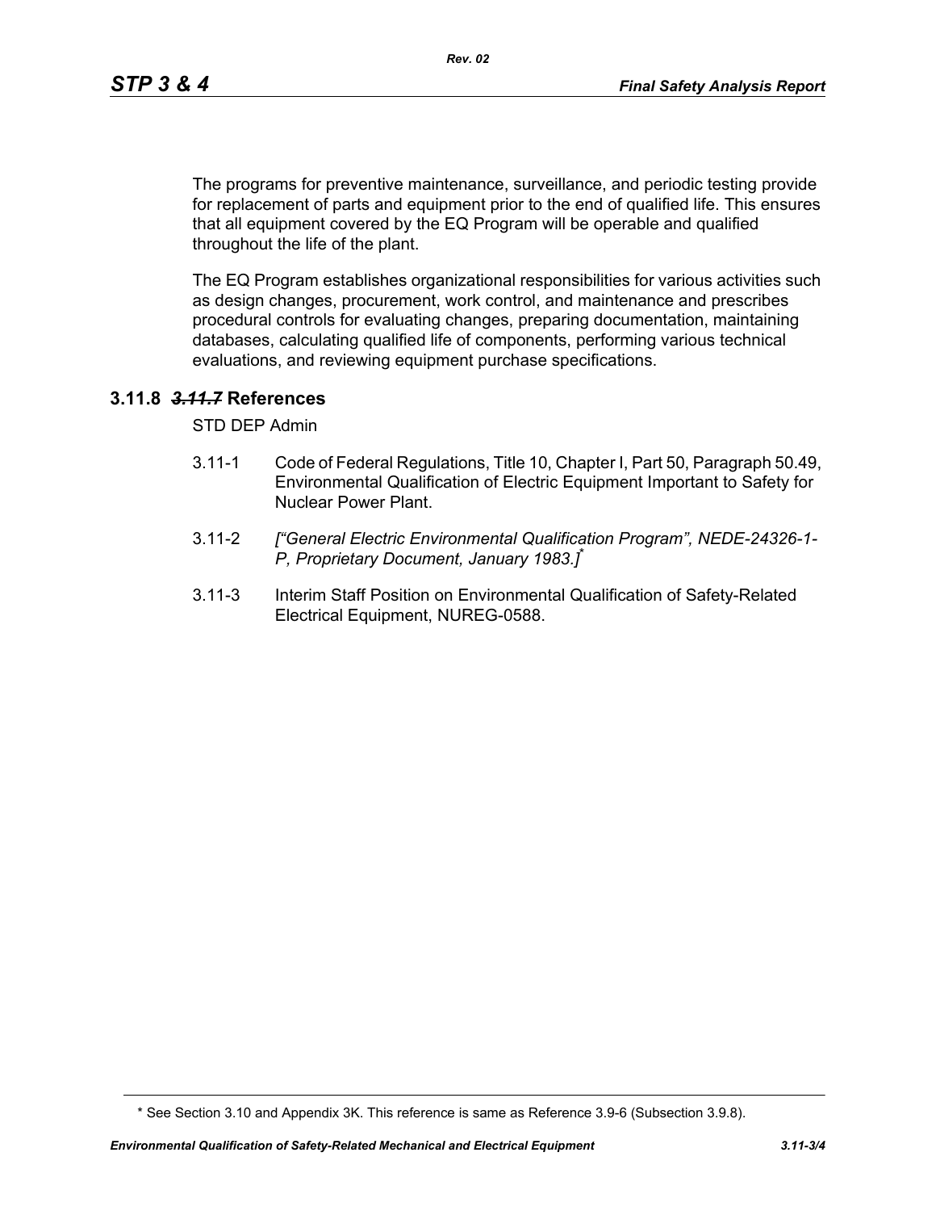The programs for preventive maintenance, surveillance, and periodic testing provide for replacement of parts and equipment prior to the end of qualified life. This ensures that all equipment covered by the EQ Program will be operable and qualified throughout the life of the plant.

The EQ Program establishes organizational responsibilities for various activities such as design changes, procurement, work control, and maintenance and prescribes procedural controls for evaluating changes, preparing documentation, maintaining databases, calculating qualified life of components, performing various technical evaluations, and reviewing equipment purchase specifications.

## 3.11.8 ~~*3.11.7*~~ References

STD DEP Admin

3.11-1 Code of Federal Regulations, Title 10, Chapter I, Part 50, Paragraph 50.49, Environmental Qualification of Electric Equipment Important to Safety for Nuclear Power Plant.

3.11-2 *["General Electric Environmental Qualification Program", NEDE-24326-1-P, Proprietary Document, January 1983.]\**

3.11-3 Interim Staff Position on Environmental Qualification of Safety-Related Electrical Equipment, NUREG-0588.

\* See Section 3.10 and Appendix 3K. This reference is same as Reference 3.9-6 (Subsection 3.9.8).